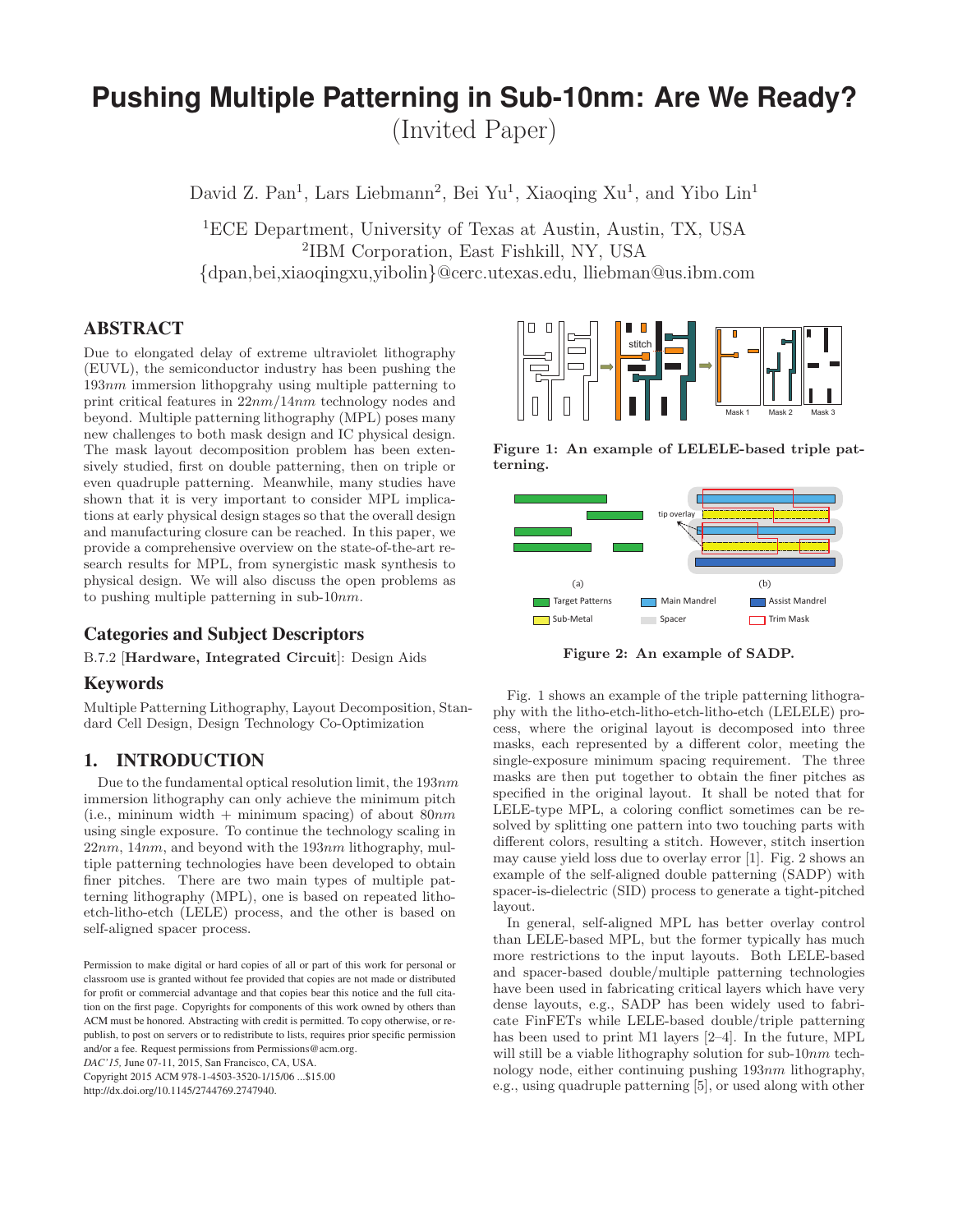# Pushing Multiple Patterning in Sub-10nm: Are We Ready?
(Invited Paper)

David Z. Pan[1], Lars Liebmann[2], Bei Yu[1], Xiaoqing Xu[1], and Yibo Lin[1]

[1]ECE Department, University of Texas at Austin, Austin, TX, USA
[2]IBM Corporation, East Fishkill, NY, USA
{dpan,bei,xiaoqingxu,yibolin}@cerc.utexas.edu, lliebman@us.ibm.com

## ABSTRACT

Due to elongated delay of extreme ultraviolet lithography (EUVL), the semiconductor industry has been pushing the $193nm$ immersion lithopgrahy using multiple patterning to print critical features in $22nm/14nm$ technology nodes and beyond. Multiple patterning lithography (MPL) poses many new challenges to both mask design and IC physical design. The mask layout decomposition problem has been extensively studied, first on double patterning, then on triple or even quadruple patterning. Meanwhile, many studies have shown that it is very important to consider MPL implications at early physical design stages so that the overall design and manufacturing closure can be reached. In this paper, we provide a comprehensive overview on the state-of-the-art research results for MPL, from synergistic mask synthesis to physical design. We will also discuss the open problems as to pushing multiple patterning in sub-$10nm$.

## Categories and Subject Descriptors

B.7.2 [**Hardware, Integrated Circuit**]: Design Aids

## Keywords

Multiple Patterning Lithography, Layout Decomposition, Standard Cell Design, Design Technology Co-Optimization

## 1. INTRODUCTION

Due to the fundamental optical resolution limit, the $193nm$ immersion lithography can only achieve the minimum pitch (i.e., mininum width + minimum spacing) of about $80nm$ using single exposure. To continue the technology scaling in $22nm$, $14nm$, and beyond with the $193nm$ lithography, multiple patterning technologies have been developed to obtain finer pitches. There are two main types of multiple patterning lithography (MPL), one is based on repeated litho-etch-litho-etch (LELE) process, and the other is based on self-aligned spacer process.

Permission to make digital or hard copies of all or part of this work for personal or classroom use is granted without fee provided that copies are not made or distributed for profit or commercial advantage and that copies bear this notice and the full citation on the first page. Copyrights for components of this work owned by others than ACM must be honored. Abstracting with credit is permitted. To copy otherwise, or republish, to post on servers or to redistribute to lists, requires prior specific permission and/or a fee. Request permissions from Permissions@acm.org.
*DAC'15,* June 07-11, 2015, San Francisco, CA, USA.
Copyright 2015 ACM 978-1-4503-3520-1/15/06 ...$15.00
http://dx.doi.org/10.1145/2744769.2747940.

stitch
Mask 1 Mask 2 Mask 3

**Figure 1: An example of LELELE-based triple patterning.**

tip overlay
(a) (b)
Target Patterns Main Mandrel Assist Mandrel
Sub-Metal Spacer Trim Mask

**Figure 2: An example of SADP.**

Fig. 1 shows an example of the triple patterning lithography with the litho-etch-litho-etch-litho-etch (LELELE) process, where the original layout is decomposed into three masks, each represented by a different color, meeting the single-exposure minimum spacing requirement. The three masks are then put together to obtain the finer pitches as specified in the original layout. It shall be noted that for LELE-type MPL, a coloring conflict sometimes can be resolved by splitting one pattern into two touching parts with different colors, resulting a stitch. However, stitch insertion may cause yield loss due to overlay error [1]. Fig. 2 shows an example of the self-aligned double patterning (SADP) with spacer-is-dielectric (SID) process to generate a tight-pitched layout.

In general, self-aligned MPL has better overlay control than LELE-based MPL, but the former typically has much more restrictions to the input layouts. Both LELE-based and spacer-based double/multiple patterning technologies have been used in fabricating critical layers which have very dense layouts, e.g., SADP has been widely used to fabricate FinFETs while LELE-based double/triple patterning has been used to print M1 layers [2–4]. In the future, MPL will still be a viable lithography solution for sub-$10nm$ technology node, either continuing pushing $193nm$ lithography, e.g., using quadruple patterning [5], or used along with other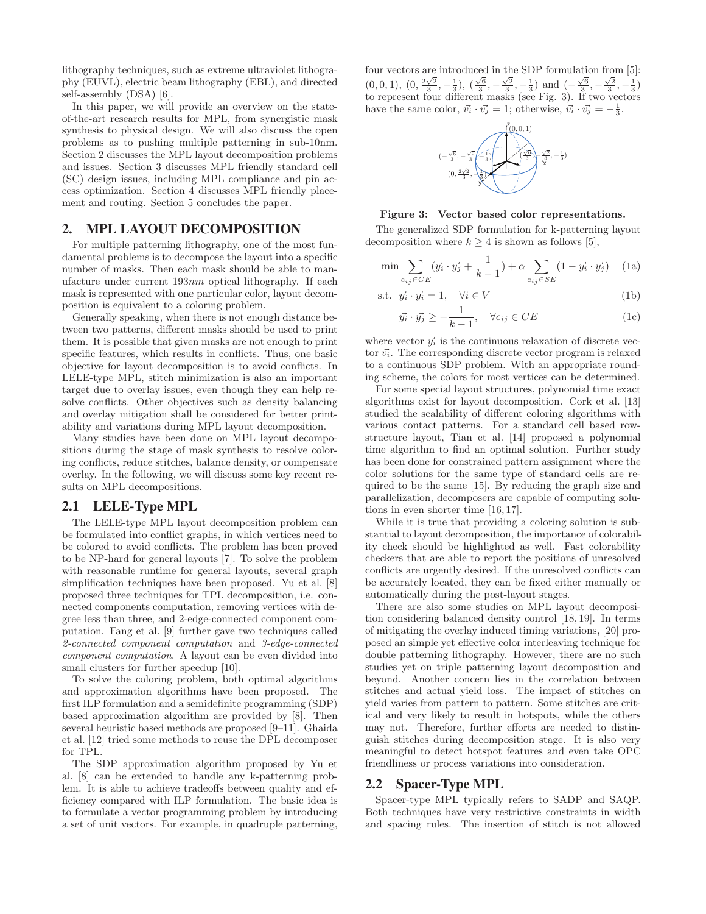lithography techniques, such as extreme ultraviolet lithography (EUVL), electric beam lithography (EBL), and directed self-assembly (DSA) [6].

In this paper, we will provide an overview on the state-of-the-art research results for MPL, from synergistic mask synthesis to physical design. We will also discuss the open problems as to pushing multiple patterning in sub-10nm. Section 2 discusses the MPL layout decomposition problems and issues. Section 3 discusses MPL friendly standard cell (SC) design issues, including MPL compliance and pin access optimization. Section 4 discusses MPL friendly placement and routing. Section 5 concludes the paper.

## 2. MPL LAYOUT DECOMPOSITION

For multiple patterning lithography, one of the most fundamental problems is to decompose the layout into a specific number of masks. Then each mask should be able to manufacture under current 193*nm* optical lithography. If each mask is represented with one particular color, layout decomposition is equivalent to a coloring problem.

Generally speaking, when there is not enough distance between two patterns, different masks should be used to print them. It is possible that given masks are not enough to print specific features, which results in conflicts. Thus, one basic objective for layout decomposition is to avoid conflicts. In LELE-type MPL, stitch minimization is also an important target due to overlay issues, even though they can help resolve conflicts. Other objectives such as density balancing and overlay mitigation shall be considered for better printability and variations during MPL layout decomposition.

Many studies have been done on MPL layout decompositions during the stage of mask synthesis to resolve coloring conflicts, reduce stitches, balance density, or compensate overlay. In the following, we will discuss some key recent results on MPL decompositions.

### 2.1 LELE-Type MPL

The LELE-type MPL layout decomposition problem can be formulated into conflict graphs, in which vertices need to be colored to avoid conflicts. The problem has been proved to be NP-hard for general layouts [7]. To solve the problem with reasonable runtime for general layouts, several graph simplification techniques have been proposed. Yu et al. [8] proposed three techniques for TPL decomposition, i.e. connected components computation, removing vertices with degree less than three, and 2-edge-connected component computation. Fang et al. [9] further gave two techniques called *2-connected component computation* and *3-edge-connected component computation*. A layout can be even divided into small clusters for further speedup [10].

To solve the coloring problem, both optimal algorithms and approximation algorithms have been proposed. The first ILP formulation and a semidefinite programming (SDP) based approximation algorithm are provided by [8]. Then several heuristic based methods are proposed [9–11]. Ghaida et al. [12] tried some methods to reuse the DPL decomposer for TPL.

The SDP approximation algorithm proposed by Yu et al. [8] can be extended to handle any k-patterning problem. It is able to achieve tradeoffs between quality and efficiency compared with ILP formulation. The basic idea is to formulate a vector programming problem by introducing a set of unit vectors. For example, in quadruple patterning, four vectors are introduced in the SDP formulation from [5]: $(0, 0, 1)$, $(0, \frac{2\sqrt{2}}{3}, -\frac{1}{3})$, $(\frac{\sqrt{6}}{3}, -\frac{\sqrt{2}}{3}, -\frac{1}{3})$ and $(-\frac{\sqrt{6}}{3}, -\frac{\sqrt{2}}{3}, -\frac{1}{3})$ to represent four different masks (see Fig. 3). If two vectors have the same color, $\vec{v_i} \cdot \vec{v_j} = 1$; otherwise, $\vec{v_i} \cdot \vec{v_j} = -\frac{1}{3}$.

z
$(0, 0, 1)$
$(-\frac{\sqrt{6}}{3}, -\frac{\sqrt{2}}{3}, -\frac{1}{3})$
$(\frac{\sqrt{6}}{3}, -\frac{\sqrt{2}}{3}, -\frac{1}{3})$
$(0, \frac{2\sqrt{2}}{3}, -\frac{1}{3})$
x
y

**Figure 3: Vector based color representations.**

The generalized SDP formulation for k-patterning layout decomposition where $k \geq 4$ is shown as follows [5],

$$\min \sum_{e_{ij} \in CE} (\vec{y_i} \cdot \vec{y_j} + \frac{1}{k-1}) + \alpha \sum_{e_{ij} \in SE} (1 - \vec{y_i} \cdot \vec{y_j}) \tag{1a}$$

$$\text{s.t.} \quad \vec{y_i} \cdot \vec{y_i} = 1, \quad \forall i \in V \tag{1b}$$

$$\vec{y_i} \cdot \vec{y_j} \geq -\frac{1}{k-1}, \quad \forall e_{ij} \in CE \tag{1c}$$

where vector $\vec{y_i}$ is the continuous relaxation of discrete vector $\vec{v_i}$. The corresponding discrete vector program is relaxed to a continuous SDP problem. With an appropriate rounding scheme, the colors for most vertices can be determined.

For some special layout structures, polynomial time exact algorithms exist for layout decomposition. Cork et al. [13] studied the scalability of different coloring algorithms with various contact patterns. For a standard cell based row-structure layout, Tian et al. [14] proposed a polynomial time algorithm to find an optimal solution. Further study has been done for constrained pattern assignment where the color solutions for the same type of standard cells are required to be the same [15]. By reducing the graph size and parallelization, decomposers are capable of computing solutions in even shorter time [16, 17].

While it is true that providing a coloring solution is substantial to layout decomposition, the importance of colorability check should be highlighted as well. Fast colorability checkers that are able to report the positions of unresolved conflicts are urgently desired. If the unresolved conflicts can be accurately located, they can be fixed either manually or automatically during the post-layout stages.

There are also some studies on MPL layout decomposition considering balanced density control [18, 19]. In terms of mitigating the overlay induced timing variations, [20] proposed an simple yet effective color interleaving technique for double patterning lithography. However, there are no such studies yet on triple patterning layout decomposition and beyond. Another concern lies in the correlation between stitches and actual yield loss. The impact of stitches on yield varies from pattern to pattern. Some stitches are critical and very likely to result in hotspots, while the others may not. Therefore, further efforts are needed to distinguish stitches during decomposition stage. It is also very meaningful to detect hotspot features and even take OPC friendliness or process variations into consideration.

### 2.2 Spacer-Type MPL

Spacer-type MPL typically refers to SADP and SAQP. Both techniques have very restrictive constraints in width and spacing rules. The insertion of stitch is not allowed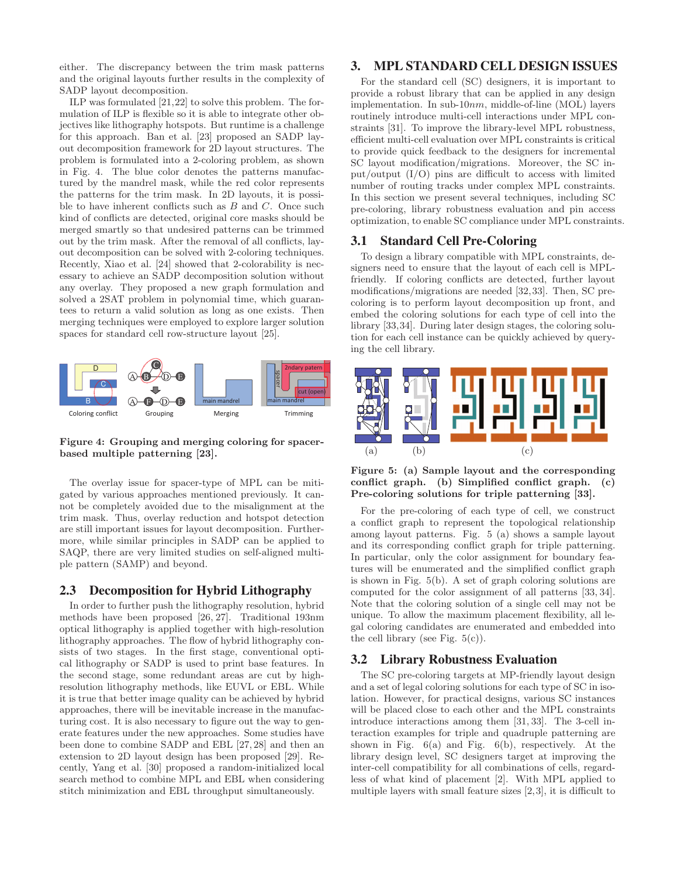either. The discrepancy between the trim mask patterns and the original layouts further results in the complexity of SADP layout decomposition.

ILP was formulated [21,22] to solve this problem. The formulation of ILP is flexible so it is able to integrate other objectives like lithography hotspots. But runtime is a challenge for this approach. Ban et al. [23] proposed an SADP layout decomposition framework for 2D layout structures. The problem is formulated into a 2-coloring problem, as shown in Fig. 4. The blue color denotes the patterns manufactured by the mandrel mask, while the red color represents the patterns for the trim mask. In 2D layouts, it is possible to have inherent conflicts such as $B$ and $C$. Once such kind of conflicts are detected, original core masks should be merged smartly so that undesired patterns can be trimmed out by the trim mask. After the removal of all conflicts, layout decomposition can be solved with 2-coloring techniques. Recently, Xiao et al. [24] showed that 2-colorability is necessary to achieve an SADP decomposition solution without any overlay. They proposed a new graph formulation and solved a 2SAT problem in polynomial time, which guarantees to return a valid solution as long as one exists. Then merging techniques were employed to explore larger solution spaces for standard cell row-structure layout [25].

D
C
B
Coloring conflict
A B C D E
A F D E
Grouping
main mandrel
Merging
2ndary pattern
spacer
cut (open)
main mandrel
Trimming

**Figure 4: Grouping and merging coloring for spacer-based multiple patterning [23].**

The overlay issue for spacer-type of MPL can be mitigated by various approaches mentioned previously. It cannot be completely avoided due to the misalignment at the trim mask. Thus, overlay reduction and hotspot detection are still important issues for layout decomposition. Furthermore, while similar principles in SADP can be applied to SAQP, there are very limited studies on self-aligned multiple pattern (SAMP) and beyond.

## 2.3 Decomposition for Hybrid Lithography

In order to further push the lithography resolution, hybrid methods have been proposed [26, 27]. Traditional 193nm optical lithography is applied together with high-resolution lithography approaches. The flow of hybrid lithography consists of two stages. In the first stage, conventional optical lithography or SADP is used to print base features. In the second stage, some redundant areas are cut by high-resolution lithography methods, like EUVL or EBL. While it is true that better image quality can be achieved by hybrid approaches, there will be inevitable increase in the manufacturing cost. It is also necessary to figure out the way to generate features under the new approaches. Some studies have been done to combine SADP and EBL [27,28] and then an extension to 2D layout design has been proposed [29]. Recently, Yang et al. [30] proposed a random-initialized local search method to combine MPL and EBL when considering stitch minimization and EBL throughput simultaneously.

# 3. MPL STANDARD CELL DESIGN ISSUES

For the standard cell (SC) designers, it is important to provide a robust library that can be applied in any design implementation. In sub-10$nm$, middle-of-line (MOL) layers routinely introduce multi-cell interactions under MPL constraints [31]. To improve the library-level MPL robustness, efficient multi-cell evaluation over MPL constraints is critical to provide quick feedback to the designers for incremental SC layout modification/migrations. Moreover, the SC input/output (I/O) pins are difficult to access with limited number of routing tracks under complex MPL constraints. In this section we present several techniques, including SC pre-coloring, library robustness evaluation and pin access optimization, to enable SC compliance under MPL constraints.

## 3.1 Standard Cell Pre-Coloring

To design a library compatible with MPL constraints, designers need to ensure that the layout of each cell is MPL-friendly. If coloring conflicts are detected, further layout modifications/migrations are needed [32,33]. Then, SC pre-coloring is to perform layout decomposition up front, and embed the coloring solutions for each type of cell into the library [33,34]. During later design stages, the coloring solution for each cell instance can be quickly achieved by querying the cell library.

(a) (b) (c)

**Figure 5: (a) Sample layout and the corresponding conflict graph. (b) Simplified conflict graph. (c) Pre-coloring solutions for triple patterning [33].**

For the pre-coloring of each type of cell, we construct a conflict graph to represent the topological relationship among layout patterns. Fig. 5 (a) shows a sample layout and its corresponding conflict graph for triple patterning. In particular, only the color assignment for boundary features will be enumerated and the simplified conflict graph is shown in Fig. 5(b). A set of graph coloring solutions are computed for the color assignment of all patterns [33, 34]. Note that the coloring solution of a single cell may not be unique. To allow the maximum placement flexibility, all legal coloring candidates are enumerated and embedded into the cell library (see Fig. 5(c)).

## 3.2 Library Robustness Evaluation

The SC pre-coloring targets at MP-friendly layout design and a set of legal coloring solutions for each type of SC in isolation. However, for practical designs, various SC instances will be placed close to each other and the MPL constraints introduce interactions among them [31, 33]. The 3-cell interaction examples for triple and quadruple patterning are shown in Fig. 6(a) and Fig. 6(b), respectively. At the library design level, SC designers target at improving the inter-cell compatibility for all combinations of cells, regardless of what kind of placement [2]. With MPL applied to multiple layers with small feature sizes [2,3], it is difficult to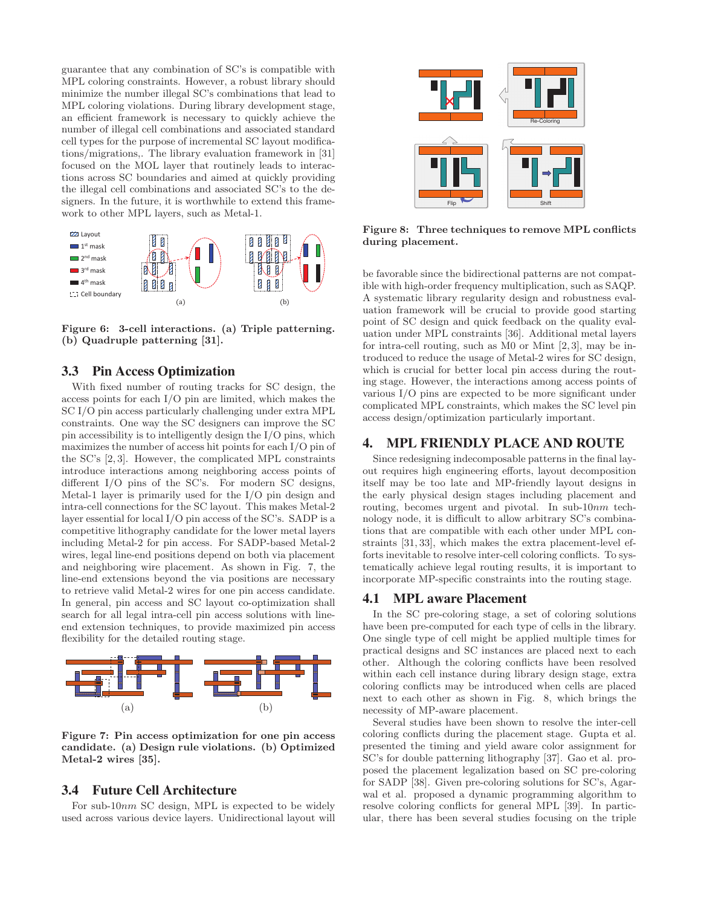guarantee that any combination of SC's is compatible with MPL coloring constraints. However, a robust library should minimize the number illegal SC's combinations that lead to MPL coloring violations. During library development stage, an efficient framework is necessary to quickly achieve the number of illegal cell combinations and associated standard cell types for the purpose of incremental SC layout modifications/migrations,. The library evaluation framework in [31] focused on the MOL layer that routinely leads to interactions across SC boundaries and aimed at quickly providing the illegal cell combinations and associated SC's to the designers. In the future, it is worthwhile to extend this framework to other MPL layers, such as Metal-1.

Layout
1st mask
2nd mask
3rd mask
4th mask
Cell boundary
(a)
(b)

**Figure 6: 3-cell interactions. (a) Triple patterning. (b) Quadruple patterning [31].**

## 3.3 Pin Access Optimization

With fixed number of routing tracks for SC design, the access points for each I/O pin are limited, which makes the SC I/O pin access particularly challenging under extra MPL constraints. One way the SC designers can improve the SC pin accessibility is to intelligently design the I/O pins, which maximizes the number of access hit points for each I/O pin of the SC's [2,3]. However, the complicated MPL constraints introduce interactions among neighboring access points of different I/O pins of the SC's. For modern SC designs, Metal-1 layer is primarily used for the I/O pin design and intra-cell connections for the SC layout. This makes Metal-2 layer essential for local I/O pin access of the SC's. SADP is a competitive lithography candidate for the lower metal layers including Metal-2 for pin access. For SADP-based Metal-2 wires, legal line-end positions depend on both via placement and neighboring wire placement. As shown in Fig. 7, the line-end extensions beyond the via positions are necessary to retrieve valid Metal-2 wires for one pin access candidate. In general, pin access and SC layout co-optimization shall search for all legal intra-cell pin access solutions with line-end extension techniques, to provide maximized pin access flexibility for the detailed routing stage.

(a)
(b)

**Figure 7: Pin access optimization for one pin access candidate. (a) Design rule violations. (b) Optimized Metal-2 wires [35].**

## 3.4 Future Cell Architecture

For sub-10$nm$ SC design, MPL is expected to be widely used across various device layers. Unidirectional layout will be favorable since the bidirectional patterns are not compatible with high-order frequency multiplication, such as SAQP. A systematic library regularity design and robustness evaluation framework will be crucial to provide good starting point of SC design and quick feedback on the quality evaluation under MPL constraints [36]. Additional metal layers for intra-cell routing, such as M0 or Mint [2,3], may be introduced to reduce the usage of Metal-2 wires for SC design, which is crucial for better local pin access during the routing stage. However, the interactions among access points of various I/O pins are expected to be more significant under complicated MPL constraints, which makes the SC level pin access design/optimization particularly important.

Re-Coloring
Flip
Shift

**Figure 8: Three techniques to remove MPL conflicts during placement.**

# 4. MPL FRIENDLY PLACE AND ROUTE

Since redesigning indecomposable patterns in the final layout requires high engineering efforts, layout decomposition itself may be too late and MP-friendly layout designs in the early physical design stages including placement and routing, becomes urgent and pivotal. In sub-10$nm$ technology node, it is difficult to allow arbitrary SC's combinations that are compatible with each other under MPL constraints [31,33], which makes the extra placement-level efforts inevitable to resolve inter-cell coloring conflicts. To systematically achieve legal routing results, it is important to incorporate MP-specific constraints into the routing stage.

## 4.1 MPL aware Placement

In the SC pre-coloring stage, a set of coloring solutions have been pre-computed for each type of cells in the library. One single type of cell might be applied multiple times for practical designs and SC instances are placed next to each other. Although the coloring conflicts have been resolved within each cell instance during library design stage, extra coloring conflicts may be introduced when cells are placed next to each other as shown in Fig. 8, which brings the necessity of MP-aware placement.

Several studies have been shown to resolve the inter-cell coloring conflicts during the placement stage. Gupta et al. presented the timing and yield aware color assignment for SC's for double patterning lithography [37]. Gao et al. proposed the placement legalization based on SC pre-coloring for SADP [38]. Given pre-coloring solutions for SC's, Agarwal et al. proposed a dynamic programming algorithm to resolve coloring conflicts for general MPL [39]. In particular, there has been several studies focusing on the triple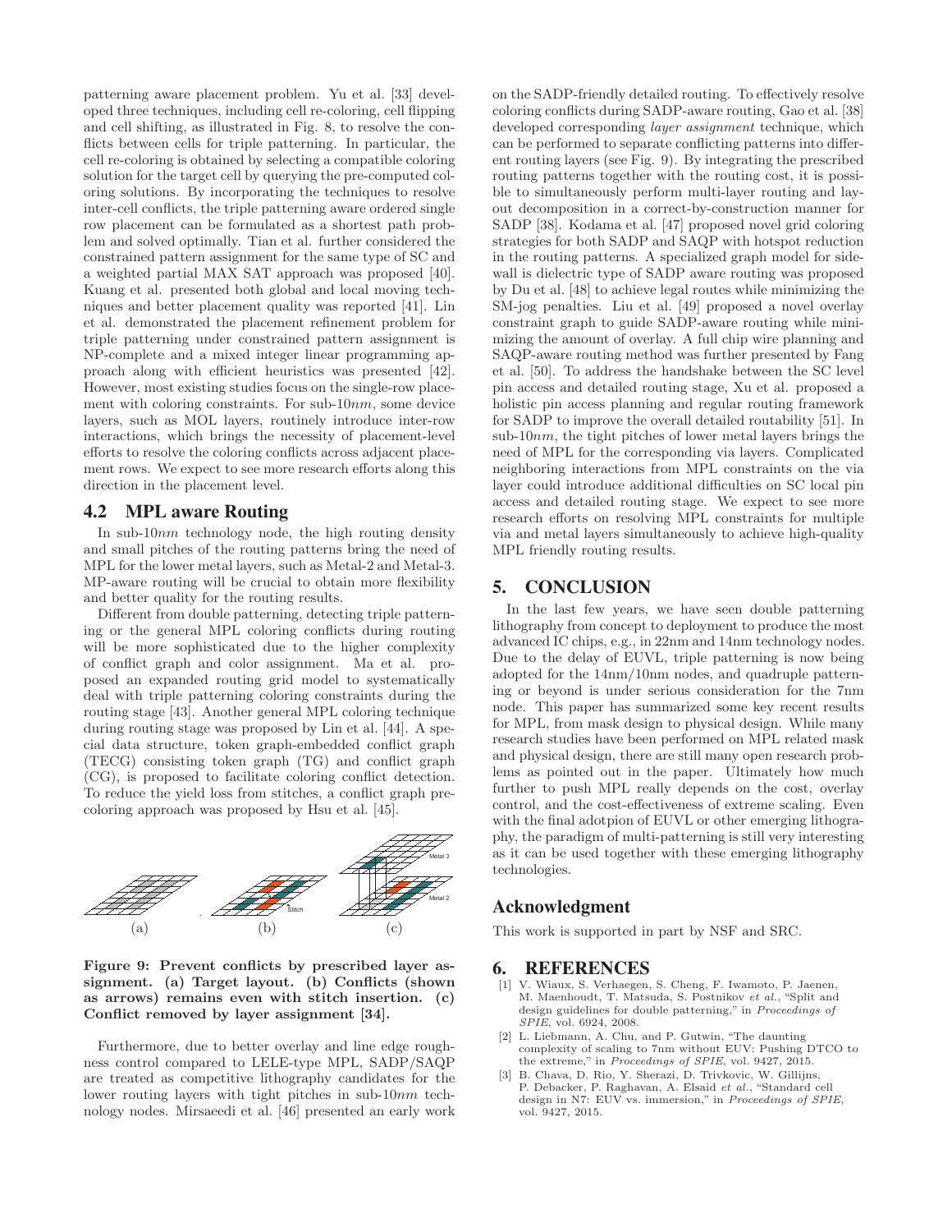patterning aware placement problem. Yu et al. [33] developed three techniques, including cell re-coloring, cell flipping and cell shifting, as illustrated in Fig. 8, to resolve the conflicts between cells for triple patterning. In particular, the cell re-coloring is obtained by selecting a compatible coloring solution for the target cell by querying the pre-computed coloring solutions. By incorporating the techniques to resolve inter-cell conflicts, the triple patterning aware ordered single row placement can be formulated as a shortest path problem and solved optimally. Tian et al. further considered the constrained pattern assignment for the same type of SC and a weighted partial MAX SAT approach was proposed [40]. Kuang et al. presented both global and local moving techniques and better placement quality was reported [41]. Lin et al. demonstrated the placement refinement problem for triple patterning under constrained pattern assignment is NP-complete and a mixed integer linear programming approach along with efficient heuristics was presented [42]. However, most existing studies focus on the single-row placement with coloring constraints. For sub-10*nm*, some device layers, such as MOL layers, routinely introduce inter-row interactions, which brings the necessity of placement-level efforts to resolve the coloring conflicts across adjacent placement rows. We expect to see more research efforts along this direction in the placement level.

## 4.2 MPL aware Routing

In sub-10*nm* technology node, the high routing density and small pitches of the routing patterns bring the need of MPL for the lower metal layers, such as Metal-2 and Metal-3. MP-aware routing will be crucial to obtain more flexibility and better quality for the routing results.

Different from double patterning, detecting triple patterning or the general MPL coloring conflicts during routing will be more sophisticated due to the higher complexity of conflict graph and color assignment. Ma et al. proposed an expanded routing grid model to systematically deal with triple patterning coloring constraints during the routing stage [43]. Another general MPL coloring technique during routing stage was proposed by Lin et al. [44]. A special data structure, token graph-embedded conflict graph (TECG) consisting token graph (TG) and conflict graph (CG), is proposed to facilitate coloring conflict detection. To reduce the yield loss from stitches, a conflict graph precoloring approach was proposed by Hsu et al. [45].

Metal 3

Metal 2

Stitch

(a) (b) (c)

**Figure 9: Prevent conflicts by prescribed layer assignment. (a) Target layout. (b) Conflicts (shown as arrows) remains even with stitch insertion. (c) Conflict removed by layer assignment [34].**

Furthermore, due to better overlay and line edge roughness control compared to LELE-type MPL, SADP/SAQP are treated as competitive lithography candidates for the lower routing layers with tight pitches in sub-10*nm* technology nodes. Mirsaeedi et al. [46] presented an early work on the SADP-friendly detailed routing. To effectively resolve coloring conflicts during SADP-aware routing, Gao et al. [38] developed corresponding *layer assignment* technique, which can be performed to separate conflicting patterns into different routing layers (see Fig. 9). By integrating the prescribed routing patterns together with the routing cost, it is possible to simultaneously perform multi-layer routing and layout decomposition in a correct-by-construction manner for SADP [38]. Kodama et al. [47] proposed novel grid coloring strategies for both SADP and SAQP with hotspot reduction in the routing patterns. A specialized graph model for sidewall is dielectric type of SADP aware routing was proposed by Du et al. [48] to achieve legal routes while minimizing the SM-jog penalties. Liu et al. [49] proposed a novel overlay constraint graph to guide SADP-aware routing while minimizing the amount of overlay. A full chip wire planning and SAQP-aware routing method was further presented by Fang et al. [50]. To address the handshake between the SC level pin access and detailed routing stage, Xu et al. proposed a holistic pin access planning and regular routing framework for SADP to improve the overall detailed routability [51]. In sub-10*nm*, the tight pitches of lower metal layers brings the need of MPL for the corresponding via layers. Complicated neighboring interactions from MPL constraints on the via layer could introduce additional difficulties on SC local pin access and detailed routing stage. We expect to see more research efforts on resolving MPL constraints for multiple via and metal layers simultaneously to achieve high-quality MPL friendly routing results.

# 5. CONCLUSION

In the last few years, we have seen double patterning lithography from concept to deployment to produce the most advanced IC chips, e.g., in 22nm and 14nm technology nodes. Due to the delay of EUVL, triple patterning is now being adopted for the 14nm/10nm nodes, and quadruple patterning or beyond is under serious consideration for the 7nm node. This paper has summarized some key recent results for MPL, from mask design to physical design. While many research studies have been performed on MPL related mask and physical design, there are still many open research problems as pointed out in the paper. Ultimately how much further to push MPL really depends on the cost, overlay control, and the cost-effectiveness of extreme scaling. Even with the final adotpion of EUVL or other emerging lithography, the paradigm of multi-patterning is still very interesting as it can be used together with these emerging lithography technologies.

## Acknowledgment

This work is supported in part by NSF and SRC.

# 6. REFERENCES

[1] V. Wiaux, S. Verhaegen, S. Cheng, F. Iwamoto, P. Jaenen, M. Maenhoudt, T. Matsuda, S. Postnikov *et al.*, "Split and design guidelines for double patterning," in *Proceedings of SPIE*, vol. 6924, 2008.

[2] L. Liebmann, A. Chu, and P. Gutwin, "The daunting complexity of scaling to 7nm without EUV: Pushing DTCO to the extreme," in *Proceedings of SPIE*, vol. 9427, 2015.

[3] B. Chava, D. Rio, Y. Sherazi, D. Trivkovic, W. Gillijns, P. Debacker, P. Raghavan, A. Elsaid *et al.*, "Standard cell design in N7: EUV vs. immersion," in *Proceedings of SPIE*, vol. 9427, 2015.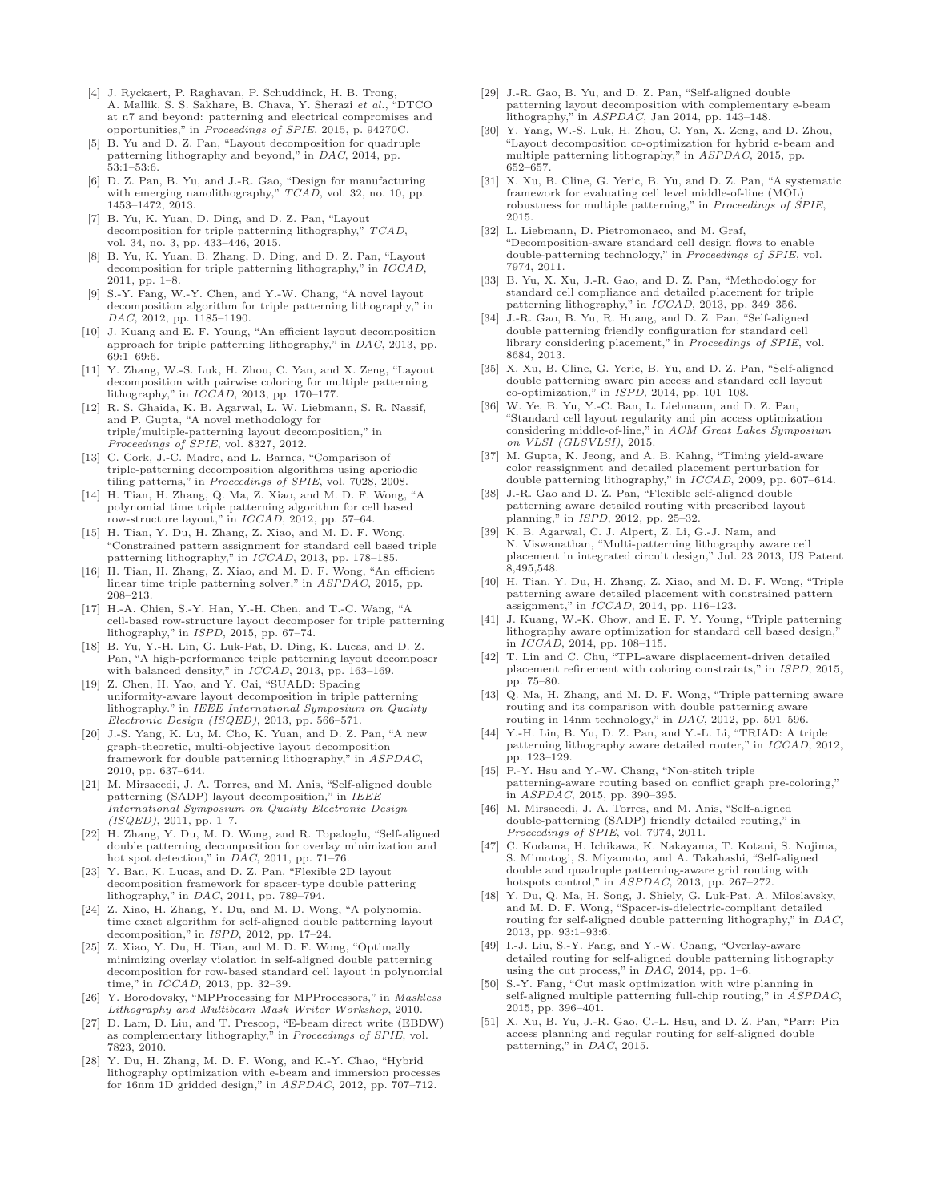[4] J. Ryckaert, P. Raghavan, P. Schuddinck, H. B. Trong, A. Mallik, S. S. Sakhare, B. Chava, Y. Sherazi *et al.*, "DTCO at n7 and beyond: patterning and electrical compromises and opportunities," in *Proceedings of SPIE*, 2015, p. 94270C.

[5] B. Yu and D. Z. Pan, "Layout decomposition for quadruple patterning lithography and beyond," in *DAC*, 2014, pp. 53:1–53:6.

[6] D. Z. Pan, B. Yu, and J.-R. Gao, "Design for manufacturing with emerging nanolithography," *TCAD*, vol. 32, no. 10, pp. 1453–1472, 2013.

[7] B. Yu, K. Yuan, D. Ding, and D. Z. Pan, "Layout decomposition for triple patterning lithography," *TCAD*, vol. 34, no. 3, pp. 433–446, 2015.

[8] B. Yu, K. Yuan, B. Zhang, D. Ding, and D. Z. Pan, "Layout decomposition for triple patterning lithography," in *ICCAD*, 2011, pp. 1–8.

[9] S.-Y. Fang, W.-Y. Chen, and Y.-W. Chang, "A novel layout decomposition algorithm for triple patterning lithography," in *DAC*, 2012, pp. 1185–1190.

[10] J. Kuang and E. F. Young, "An efficient layout decomposition approach for triple patterning lithography," in *DAC*, 2013, pp. 69:1–69:6.

[11] Y. Zhang, W.-S. Luk, H. Zhou, C. Yan, and X. Zeng, "Layout decomposition with pairwise coloring for multiple patterning lithography," in *ICCAD*, 2013, pp. 170–177.

[12] R. S. Ghaida, K. B. Agarwal, L. W. Liebmann, S. R. Nassif, and P. Gupta, "A novel methodology for triple/multiple-patterning layout decomposition," in *Proceedings of SPIE*, vol. 8327, 2012.

[13] C. Cork, J.-C. Madre, and L. Barnes, "Comparison of triple-patterning decomposition algorithms using aperiodic tiling patterns," in *Proceedings of SPIE*, vol. 7028, 2008.

[14] H. Tian, H. Zhang, Q. Ma, Z. Xiao, and M. D. F. Wong, "A polynomial time triple patterning algorithm for cell based row-structure layout," in *ICCAD*, 2012, pp. 57–64.

[15] H. Tian, Y. Du, H. Zhang, Z. Xiao, and M. D. F. Wong, "Constrained pattern assignment for standard cell based triple patterning lithography," in *ICCAD*, 2013, pp. 178–185.

[16] H. Tian, H. Zhang, Z. Xiao, and M. D. F. Wong, "An efficient linear time triple patterning solver," in *ASPDAC*, 2015, pp. 208–213.

[17] H.-A. Chien, S.-Y. Han, Y.-H. Chen, and T.-C. Wang, "A cell-based row-structure layout decomposer for triple patterning lithography," in *ISPD*, 2015, pp. 67–74.

[18] B. Yu, Y.-H. Lin, G. Luk-Pat, D. Ding, K. Lucas, and D. Z. Pan, "A high-performance triple patterning layout decomposer with balanced density," in *ICCAD*, 2013, pp. 163–169.

[19] Z. Chen, H. Yao, and Y. Cai, "SUALD: Spacing uniformity-aware layout decomposition in triple patterning lithography." in *IEEE International Symposium on Quality Electronic Design (ISQED)*, 2013, pp. 566–571.

[20] J.-S. Yang, K. Lu, M. Cho, K. Yuan, and D. Z. Pan, "A new graph-theoretic, multi-objective layout decomposition framework for double patterning lithography," in *ASPDAC*, 2010, pp. 637–644.

[21] M. Mirsaeedi, J. A. Torres, and M. Anis, "Self-aligned double patterning (SADP) layout decomposition," in *IEEE International Symposium on Quality Electronic Design (ISQED)*, 2011, pp. 1–7.

[22] H. Zhang, Y. Du, M. D. Wong, and R. Topaloglu, "Self-aligned double patterning decomposition for overlay minimization and hot spot detection," in *DAC*, 2011, pp. 71–76.

[23] Y. Ban, K. Lucas, and D. Z. Pan, "Flexible 2D layout decomposition framework for spacer-type double pattering lithography," in *DAC*, 2011, pp. 789–794.

[24] Z. Xiao, H. Zhang, Y. Du, and M. D. Wong, "A polynomial time exact algorithm for self-aligned double patterning layout decomposition," in *ISPD*, 2012, pp. 17–24.

[25] Z. Xiao, Y. Du, H. Tian, and M. D. F. Wong, "Optimally minimizing overlay violation in self-aligned double patterning decomposition for row-based standard cell layout in polynomial time," in *ICCAD*, 2013, pp. 32–39.

[26] Y. Borodovsky, "MPProcessing for MPProcessors," in *Maskless Lithography and Multibeam Mask Writer Workshop*, 2010.

[27] D. Lam, D. Liu, and T. Prescop, "E-beam direct write (EBDW) as complementary lithography," in *Proceedings of SPIE*, vol. 7823, 2010.

[28] Y. Du, H. Zhang, M. D. F. Wong, and K.-Y. Chao, "Hybrid lithography optimization with e-beam and immersion processes for 16nm 1D gridded design," in *ASPDAC*, 2012, pp. 707–712.

[29] J.-R. Gao, B. Yu, and D. Z. Pan, "Self-aligned double patterning layout decomposition with complementary e-beam lithography," in *ASPDAC*, Jan 2014, pp. 143–148.

[30] Y. Yang, W.-S. Luk, H. Zhou, C. Yan, X. Zeng, and D. Zhou, "Layout decomposition co-optimization for hybrid e-beam and multiple patterning lithography," in *ASPDAC*, 2015, pp. 652–657.

[31] X. Xu, B. Cline, G. Yeric, B. Yu, and D. Z. Pan, "A systematic framework for evaluating cell level middle-of-line (MOL) robustness for multiple patterning," in *Proceedings of SPIE*, 2015.

[32] L. Liebmann, D. Pietromonaco, and M. Graf, "Decomposition-aware standard cell design flows to enable double-patterning technology," in *Proceedings of SPIE*, vol. 7974, 2011.

[33] B. Yu, X. Xu, J.-R. Gao, and D. Z. Pan, "Methodology for standard cell compliance and detailed placement for triple patterning lithography," in *ICCAD*, 2013, pp. 349–356.

[34] J.-R. Gao, B. Yu, R. Huang, and D. Z. Pan, "Self-aligned double patterning friendly configuration for standard cell library considering placement," in *Proceedings of SPIE*, vol. 8684, 2013.

[35] X. Xu, B. Cline, G. Yeric, B. Yu, and D. Z. Pan, "Self-aligned double patterning aware pin access and standard cell layout co-optimization," in *ISPD*, 2014, pp. 101–108.

[36] W. Ye, B. Yu, Y.-C. Ban, L. Liebmann, and D. Z. Pan, "Standard cell layout regularity and pin access optimization considering middle-of-line," in *ACM Great Lakes Symposium on VLSI (GLSVLSI)*, 2015.

[37] M. Gupta, K. Jeong, and A. B. Kahng, "Timing yield-aware color reassignment and detailed placement perturbation for double patterning lithography," in *ICCAD*, 2009, pp. 607–614.

[38] J.-R. Gao and D. Z. Pan, "Flexible self-aligned double patterning aware detailed routing with prescribed layout planning," in *ISPD*, 2012, pp. 25–32.

[39] K. B. Agarwal, C. J. Alpert, Z. Li, G.-J. Nam, and N. Viswanathan, "Multi-patterning lithography aware cell placement in integrated circuit design," Jul. 23 2013, US Patent 8,495,548.

[40] H. Tian, Y. Du, H. Zhang, Z. Xiao, and M. D. F. Wong, "Triple patterning aware detailed placement with constrained pattern assignment," in *ICCAD*, 2014, pp. 116–123.

[41] J. Kuang, W.-K. Chow, and E. F. Y. Young, "Triple patterning lithography aware optimization for standard cell based design," in *ICCAD*, 2014, pp. 108–115.

[42] T. Lin and C. Chu, "TPL-aware displacement-driven detailed placement refinement with coloring constraints," in *ISPD*, 2015, pp. 75–80.

[43] Q. Ma, H. Zhang, and M. D. F. Wong, "Triple patterning aware routing and its comparison with double patterning aware routing in 14nm technology," in *DAC*, 2012, pp. 591–596.

[44] Y.-H. Lin, B. Yu, D. Z. Pan, and Y.-L. Li, "TRIAD: A triple patterning lithography aware detailed router," in *ICCAD*, 2012, pp. 123–129.

[45] P.-Y. Hsu and Y.-W. Chang, "Non-stitch triple patterning-aware routing based on conflict graph pre-coloring," in *ASPDAC*, 2015, pp. 390–395.

[46] M. Mirsaeedi, J. A. Torres, and M. Anis, "Self-aligned double-patterning (SADP) friendly detailed routing," in *Proceedings of SPIE*, vol. 7974, 2011.

[47] C. Kodama, H. Ichikawa, K. Nakayama, T. Kotani, S. Nojima, S. Mimotogi, S. Miyamoto, and A. Takahashi, "Self-aligned double and quadruple patterning-aware grid routing with hotspots control," in *ASPDAC*, 2013, pp. 267–272.

[48] Y. Du, Q. Ma, H. Song, J. Shiely, G. Luk-Pat, A. Miloslavsky, and M. D. F. Wong, "Spacer-is-dielectric-compliant detailed routing for self-aligned double patterning lithography," in *DAC*, 2013, pp. 93:1–93:6.

[49] I.-J. Liu, S.-Y. Fang, and Y.-W. Chang, "Overlay-aware detailed routing for self-aligned double patterning lithography using the cut process," in *DAC*, 2014, pp. 1–6.

[50] S.-Y. Fang, "Cut mask optimization with wire planning in self-aligned multiple patterning full-chip routing," in *ASPDAC*, 2015, pp. 396–401.

[51] X. Xu, B. Yu, J.-R. Gao, C.-L. Hsu, and D. Z. Pan, "Parr: Pin access planning and regular routing for self-aligned double patterning," in *DAC*, 2015.